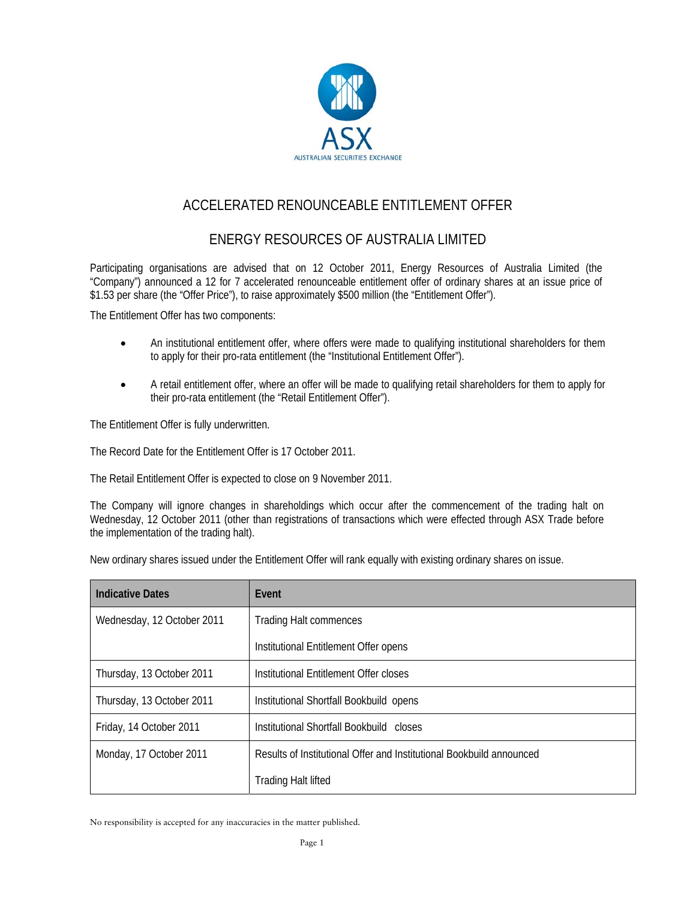# ACCELERATED RENOUNCEABLE ENTITLEMENT OFFER

## ENERGY RESOURCES OF AUSTRALIA LIMITED

Participating organisations are advised that on 12 October 2011, Energy Resources of Australia Limited (the "Company") announced a 12 for 7 accelerated renounceable entitlement offer of ordinary shares at an issue price of $1.53 per share (the "Offer Price"), to raise approximately $500 million (the "Entitlement Offer").

The Entitlement Offer has two components:

- An institutional entitlement offer, where offers were made to qualifying institutional shareholders for them to apply for their pro-rata entitlement (the "Institutional Entitlement Offer").
- A retail entitlement offer, where an offer will be made to qualifying retail shareholders for them to apply for their pro-rata entitlement (the "Retail Entitlement Offer").

The Entitlement Offer is fully underwritten.

The Record Date for the Entitlement Offer is 17 October 2011.

The Retail Entitlement Offer is expected to close on 9 November 2011.

The Company will ignore changes in shareholdings which occur after the commencement of the trading halt on Wednesday, 12 October 2011 (other than registrations of transactions which were effected through ASX Trade before the implementation of the trading halt).

New ordinary shares issued under the Entitlement Offer will rank equally with existing ordinary shares on issue.

| Indicative Dates | Event |
|---|---|
| Wednesday, 12 October 2011 | Trading Halt commences<br>Institutional Entitlement Offer opens |
| Thursday, 13 October 2011 | Institutional Entitlement Offer closes |
| Thursday, 13 October 2011 | Institutional Shortfall Bookbuild opens |
| Friday, 14 October 2011 | Institutional Shortfall Bookbuild closes |
| Monday, 17 October 2011 | Results of Institutional Offer and Institutional Bookbuild announced<br>Trading Halt lifted |

No responsibility is accepted for any inaccuracies in the matter published.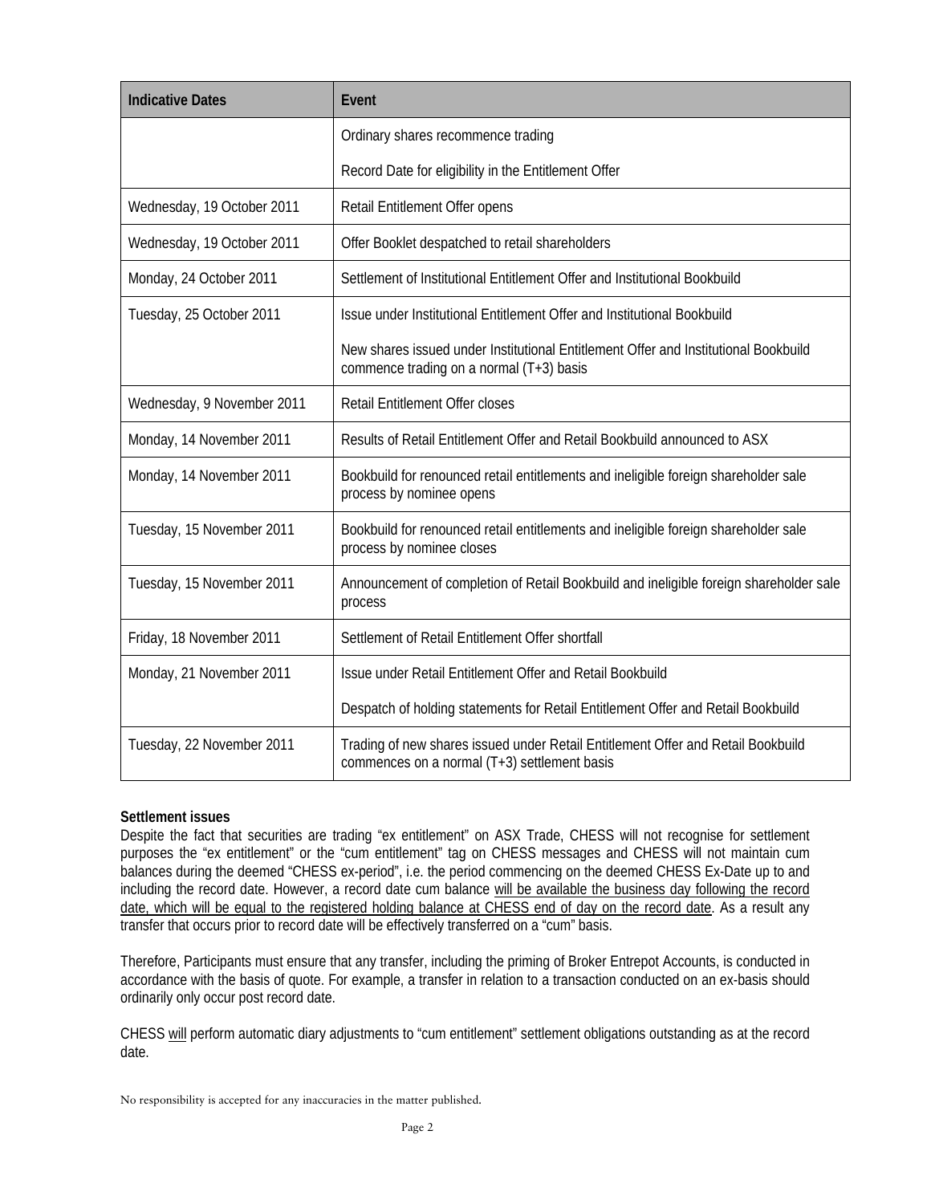| Indicative Dates | Event |
|---|---|
| | Ordinary shares recommence trading<br><br>Record Date for eligibility in the Entitlement Offer |
| Wednesday, 19 October 2011 | Retail Entitlement Offer opens |
| Wednesday, 19 October 2011 | Offer Booklet despatched to retail shareholders |
| Monday, 24 October 2011 | Settlement of Institutional Entitlement Offer and Institutional Bookbuild |
| Tuesday, 25 October 2011 | Issue under Institutional Entitlement Offer and Institutional Bookbuild<br><br>New shares issued under Institutional Entitlement Offer and Institutional Bookbuild commence trading on a normal (T+3) basis |
| Wednesday, 9 November 2011 | Retail Entitlement Offer closes |
| Monday, 14 November 2011 | Results of Retail Entitlement Offer and Retail Bookbuild announced to ASX |
| Monday, 14 November 2011 | Bookbuild for renounced retail entitlements and ineligible foreign shareholder sale process by nominee opens |
| Tuesday, 15 November 2011 | Bookbuild for renounced retail entitlements and ineligible foreign shareholder sale process by nominee closes |
| Tuesday, 15 November 2011 | Announcement of completion of Retail Bookbuild and ineligible foreign shareholder sale process |
| Friday, 18 November 2011 | Settlement of Retail Entitlement Offer shortfall |
| Monday, 21 November 2011 | Issue under Retail Entitlement Offer and Retail Bookbuild<br><br>Despatch of holding statements for Retail Entitlement Offer and Retail Bookbuild |
| Tuesday, 22 November 2011 | Trading of new shares issued under Retail Entitlement Offer and Retail Bookbuild commences on a normal (T+3) settlement basis |

**Settlement issues**

Despite the fact that securities are trading "ex entitlement" on ASX Trade, CHESS will not recognise for settlement purposes the "ex entitlement" or the "cum entitlement" tag on CHESS messages and CHESS will not maintain cum balances during the deemed "CHESS ex-period", i.e. the period commencing on the deemed CHESS Ex-Date up to and including the record date. However, a record date cum balance will be available the business day following the record date, which will be equal to the registered holding balance at CHESS end of day on the record date. As a result any transfer that occurs prior to record date will be effectively transferred on a "cum" basis.

Therefore, Participants must ensure that any transfer, including the priming of Broker Entrepot Accounts, is conducted in accordance with the basis of quote. For example, a transfer in relation to a transaction conducted on an ex-basis should ordinarily only occur post record date.

CHESS will perform automatic diary adjustments to "cum entitlement" settlement obligations outstanding as at the record date.

No responsibility is accepted for any inaccuracies in the matter published.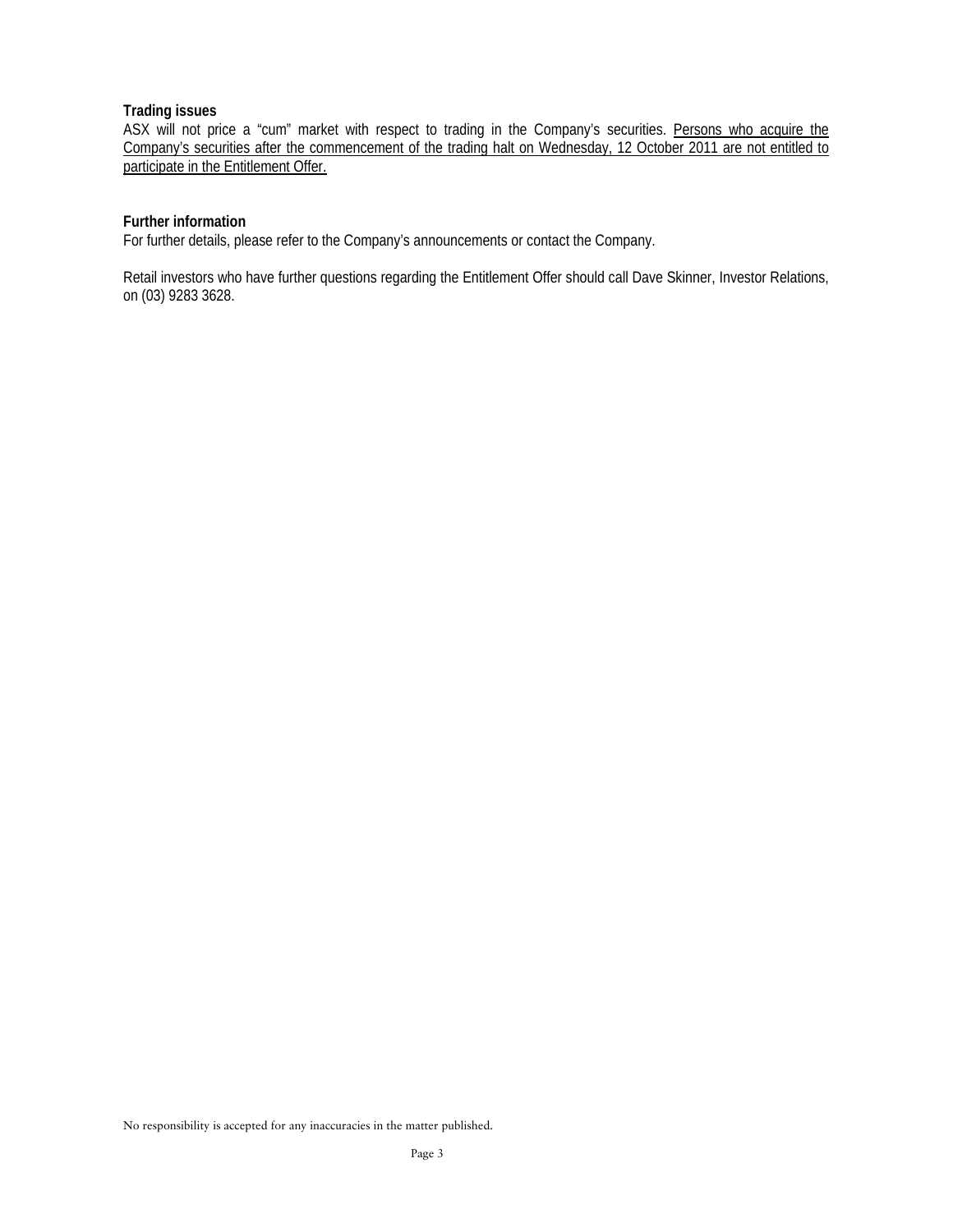**Trading issues**

ASX will not price a "cum" market with respect to trading in the Company's securities. Persons who acquire the Company's securities after the commencement of the trading halt on Wednesday, 12 October 2011 are not entitled to participate in the Entitlement Offer.

**Further information**

For further details, please refer to the Company's announcements or contact the Company.

Retail investors who have further questions regarding the Entitlement Offer should call Dave Skinner, Investor Relations, on (03) 9283 3628.

No responsibility is accepted for any inaccuracies in the matter published.